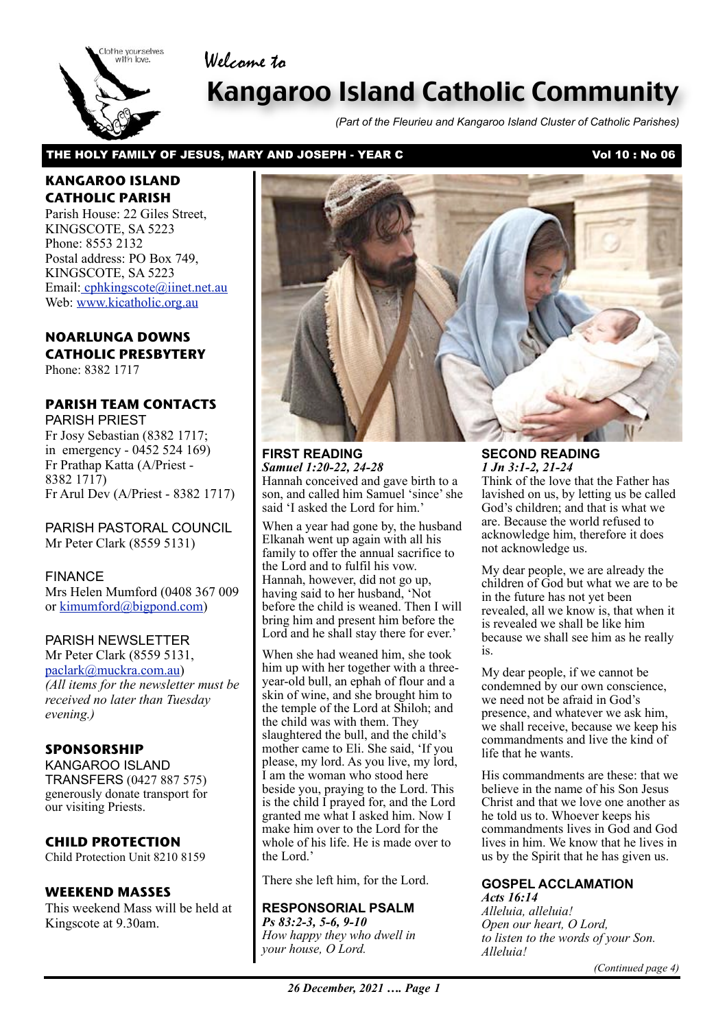Welcome to

# Kangaroo Island Catholic Community

*(Part of the Fleurieu and Kangaroo Island Cluster of Catholic Parishes)*

**THE HOLY FAMILY OF JESUS, MARY AND JOSEPH - YEAR C** **Vol 10 : No 06**

## KANGAROO ISLAND CATHOLIC PARISH

Parish House: 22 Giles Street, KINGSCOTE, SA 5223
Phone: 8553 2132
Postal address: PO Box 749, KINGSCOTE, SA 5223
Email: cphkingscote@iinet.net.au
Web: www.kicatholic.org.au

## NOARLUNGA DOWNS CATHOLIC PRESBYTERY

Phone: 8382 1717

## PARISH TEAM CONTACTS

PARISH PRIEST
Fr Josy Sebastian (8382 1717; in emergency - 0452 524 169)
Fr Prathap Katta (A/Priest - 8382 1717)
Fr Arul Dev (A/Priest - 8382 1717)

PARISH PASTORAL COUNCIL
Mr Peter Clark (8559 5131)

FINANCE
Mrs Helen Mumford (0408 367 009 or kimumford@bigpond.com)

PARISH NEWSLETTER
Mr Peter Clark (8559 5131, paclark@muckra.com.au)
*(All items for the newsletter must be received no later than Tuesday evening.)*

## SPONSORSHIP

KANGAROO ISLAND TRANSFERS (0427 887 575) generously donate transport for our visiting Priests.

## CHILD PROTECTION

Child Protection Unit 8210 8159

## WEEKEND MASSES

This weekend Mass will be held at Kingscote at 9.30am.

## FIRST READING

***Samuel 1:20-22, 24-28***

Hannah conceived and gave birth to a son, and called him Samuel 'since' she said 'I asked the Lord for him.'

When a year had gone by, the husband Elkanah went up again with all his family to offer the annual sacrifice to the Lord and to fulfil his vow. Hannah, however, did not go up, having said to her husband, 'Not before the child is weaned. Then I will bring him and present him before the Lord and he shall stay there for ever.'

When she had weaned him, she took him up with her together with a three-year-old bull, an ephah of flour and a skin of wine, and she brought him to the temple of the Lord at Shiloh; and the child was with them. They slaughtered the bull, and the child's mother came to Eli. She said, 'If you please, my lord. As you live, my lord, I am the woman who stood here beside you, praying to the Lord. This is the child I prayed for, and the Lord granted me what I asked him. Now I make him over to the Lord for the whole of his life. He is made over to the Lord.'

There she left him, for the Lord.

## RESPONSORIAL PSALM

***Ps 83:2-3, 5-6, 9-10***

*How happy they who dwell in your house, O Lord.*

## SECOND READING

***1 Jn 3:1-2, 21-24***

Think of the love that the Father has lavished on us, by letting us be called God's children; and that is what we are. Because the world refused to acknowledge him, therefore it does not acknowledge us.

My dear people, we are already the children of God but what we are to be in the future has not yet been revealed, all we know is, that when it is revealed we shall be like him because we shall see him as he really is.

My dear people, if we cannot be condemned by our own conscience, we need not be afraid in God's presence, and whatever we ask him, we shall receive, because we keep his commandments and live the kind of life that he wants.

His commandments are these: that we believe in the name of his Son Jesus Christ and that we love one another as he told us to. Whoever keeps his commandments lives in God and God lives in him. We know that he lives in us by the Spirit that he has given us.

## GOSPEL ACCLAMATION

***Acts 16:14***

*Alleluia, alleluia!*
*Open our heart, O Lord,*
*to listen to the words of your Son.*
*Alleluia!*

*(Continued page 4)*

*26 December, 2021*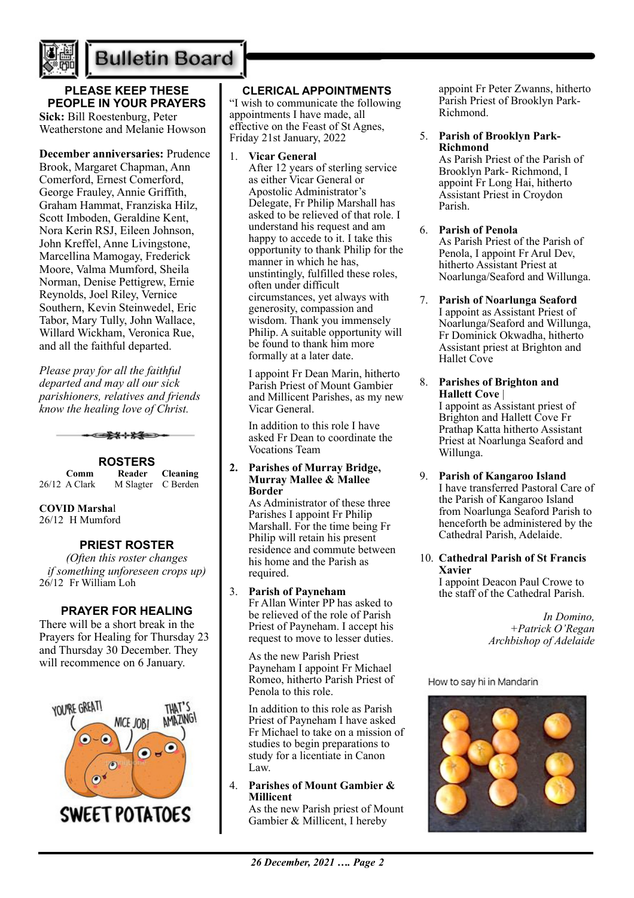# Bulletin Board

## PLEASE KEEP THESE PEOPLE IN YOUR PRAYERS

**Sick:** Bill Roestenburg, Peter Weatherstone and Melanie Howson

**December anniversaries:** Prudence Brook, Margaret Chapman, Ann Comerford, Ernest Comerford, George Frauley, Annie Griffith, Graham Hammat, Franziska Hilz, Scott Imboden, Geraldine Kent, Nora Kerin RSJ, Eileen Johnson, John Kreffel, Anne Livingstone, Marcellina Mamogay, Frederick Moore, Valma Mumford, Sheila Norman, Denise Pettigrew, Ernie Reynolds, Joel Riley, Vernice Southern, Kevin Steinwedel, Eric Tabor, Mary Tully, John Wallace, Willard Wickham, Veronica Rue, and all the faithful departed.

*Please pray for all the faithful departed and may all our sick parishioners, relatives and friends know the healing love of Christ.*

## ROSTERS

| | Comm | Reader | Cleaning |
|---|---|---|---|
| 26/12 | A Clark | M Slagter | C Berden |

**COVID Marshal**
26/12 H Mumford

## PRIEST ROSTER

*(Often this roster changes if something unforeseen crops up)*
26/12 Fr William Loh

## PRAYER FOR HEALING

There will be a short break in the Prayers for Healing for Thursday 23 and Thursday 30 December. They will recommence on 6 January.

## CLERICAL APPOINTMENTS

"I wish to communicate the following appointments I have made, all effective on the Feast of St Agnes, Friday 21st January, 2022

1. **Vicar General**
   After 12 years of sterling service as either Vicar General or Apostolic Administrator's Delegate, Fr Philip Marshall has asked to be relieved of that role. I understand his request and am happy to accede to it. I take this opportunity to thank Philip for the manner in which he has, unstintingly, fulfilled these roles, often under difficult circumstances, yet always with generosity, compassion and wisdom. Thank you immensely Philip. A suitable opportunity will be found to thank him more formally at a later date.

   I appoint Fr Dean Marin, hitherto Parish Priest of Mount Gambier and Millicent Parishes, as my new Vicar General.

   In addition to this role I have asked Fr Dean to coordinate the Vocations Team

2. **Parishes of Murray Bridge, Murray Mallee & Mallee Border**
   As Administrator of these three Parishes I appoint Fr Philip Marshall. For the time being Fr Philip will retain his present residence and commute between his home and the Parish as required.

3. **Parish of Payneham**
   Fr Allan Winter PP has asked to be relieved of the role of Parish Priest of Payneham. I accept his request to move to lesser duties.

   As the new Parish Priest Payneham I appoint Fr Michael Romeo, hitherto Parish Priest of Penola to this role.

   In addition to this role as Parish Priest of Payneham I have asked Fr Michael to take on a mission of studies to begin preparations to study for a licentiate in Canon Law.

4. **Parishes of Mount Gambier & Millicent**
   As the new Parish priest of Mount Gambier & Millicent, I hereby appoint Fr Peter Zwanns, hitherto Parish Priest of Brooklyn Park-Richmond.

5. **Parish of Brooklyn Park-Richmond**
   As Parish Priest of the Parish of Brooklyn Park- Richmond, I appoint Fr Long Hai, hitherto Assistant Priest in Croydon Parish.

6. **Parish of Penola**
   As Parish Priest of the Parish of Penola, I appoint Fr Arul Dev, hitherto Assistant Priest at Noarlunga/Seaford and Willunga.

7. **Parish of Noarlunga Seaford**
   I appoint as Assistant Priest of Noarlunga/Seaford and Willunga, Fr Dominick Okwadha, hitherto Assistant priest at Brighton and Hallet Cove

8. **Parishes of Brighton and Hallett Cove** |
   I appoint as Assistant priest of Brighton and Hallett Cove Fr Prathap Katta hitherto Assistant Priest at Noarlunga Seaford and Willunga.

9. **Parish of Kangaroo Island**
   I have transferred Pastoral Care of the Parish of Kangaroo Island from Noarlunga Seaford Parish to henceforth be administered by the Cathedral Parish, Adelaide.

10. **Cathedral Parish of St Francis Xavier**
    I appoint Deacon Paul Crowe to the staff of the Cathedral Parish.

*In Domino,*
*+Patrick O'Regan*
*Archbishop of Adelaide*

How to say hi in Mandarin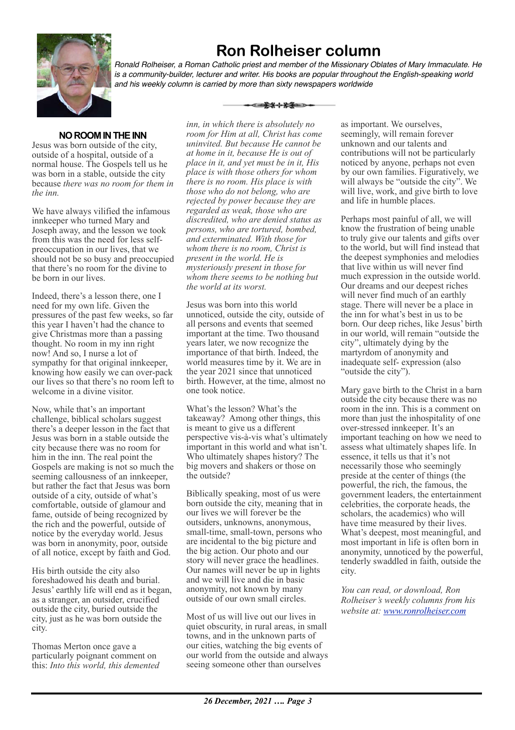# Ron Rolheiser column

*Ronald Rolheiser, a Roman Catholic priest and member of the Missionary Oblates of Mary Immaculate. He is a community-builder, lecturer and writer. His books are popular throughout the English-speaking world and his weekly column is carried by more than sixty newspapers worldwide*

## NO ROOM IN THE INN

Jesus was born outside of the city, outside of a hospital, outside of a normal house. The Gospels tell us he was born in a stable, outside the city because *there was no room for them in the inn.*

We have always vilified the infamous innkeeper who turned Mary and Joseph away, and the lesson we took from this was the need for less self-preoccupation in our lives, that we should not be so busy and preoccupied that there's no room for the divine to be born in our lives.

Indeed, there's a lesson there, one I need for my own life. Given the pressures of the past few weeks, so far this year I haven't had the chance to give Christmas more than a passing thought. No room in my inn right now! And so, I nurse a lot of sympathy for that original innkeeper, knowing how easily we can over-pack our lives so that there's no room left to welcome in a divine visitor.

Now, while that's an important challenge, biblical scholars suggest there's a deeper lesson in the fact that Jesus was born in a stable outside the city because there was no room for him in the inn. The real point the Gospels are making is not so much the seeming callousness of an innkeeper, but rather the fact that Jesus was born outside of a city, outside of what's comfortable, outside of glamour and fame, outside of being recognized by the rich and the powerful, outside of notice by the everyday world. Jesus was born in anonymity, poor, outside of all notice, except by faith and God.

His birth outside the city also foreshadowed his death and burial. Jesus' earthly life will end as it began, as a stranger, an outsider, crucified outside the city, buried outside the city, just as he was born outside the city.

Thomas Merton once gave a particularly poignant comment on this: *Into this world, this demented inn, in which there is absolutely no room for Him at all, Christ has come uninvited. But because He cannot be at home in it, because He is out of place in it, and yet must be in it, His place is with those others for whom there is no room. His place is with those who do not belong, who are rejected by power because they are regarded as weak, those who are discredited, who are denied status as persons, who are tortured, bombed, and exterminated. With those for whom there is no room, Christ is present in the world. He is mysteriously present in those for whom there seems to be nothing but the world at its worst.*

Jesus was born into this world unnoticed, outside the city, outside of all persons and events that seemed important at the time. Two thousand years later, we now recognize the importance of that birth. Indeed, the world measures time by it. We are in the year 2021 since that unnoticed birth. However, at the time, almost no one took notice.

What's the lesson? What's the takeaway? Among other things, this is meant to give us a different perspective vis-à-vis what's ultimately important in this world and what isn't. Who ultimately shapes history? The big movers and shakers or those on the outside?

Biblically speaking, most of us were born outside the city, meaning that in our lives we will forever be the outsiders, unknowns, anonymous, small-time, small-town, persons who are incidental to the big picture and the big action. Our photo and our story will never grace the headlines. Our names will never be up in lights and we will live and die in basic anonymity, not known by many outside of our own small circles.

Most of us will live out our lives in quiet obscurity, in rural areas, in small towns, and in the unknown parts of our cities, watching the big events of our world from the outside and always seeing someone other than ourselves as important. We ourselves, seemingly, will remain forever unknown and our talents and contributions will not be particularly noticed by anyone, perhaps not even by our own families. Figuratively, we will always be "outside the city". We will live, work, and give birth to love and life in humble places.

Perhaps most painful of all, we will know the frustration of being unable to truly give our talents and gifts over to the world, but will find instead that the deepest symphonies and melodies that live within us will never find much expression in the outside world. Our dreams and our deepest riches will never find much of an earthly stage. There will never be a place in the inn for what's best in us to be born. Our deep riches, like Jesus' birth in our world, will remain "outside the city", ultimately dying by the martyrdom of anonymity and inadequate self- expression (also "outside the city").

Mary gave birth to the Christ in a barn outside the city because there was no room in the inn. This is a comment on more than just the inhospitality of one over-stressed innkeeper. It's an important teaching on how we need to assess what ultimately shapes life. In essence, it tells us that it's not necessarily those who seemingly preside at the center of things (the powerful, the rich, the famous, the government leaders, the entertainment celebrities, the corporate heads, the scholars, the academics) who will have time measured by their lives. What's deepest, most meaningful, and most important in life is often born in anonymity, unnoticed by the powerful, tenderly swaddled in faith, outside the city.

*You can read, or download, Ron Rolheiser's weekly columns from his website at: www.ronrolheiser.com*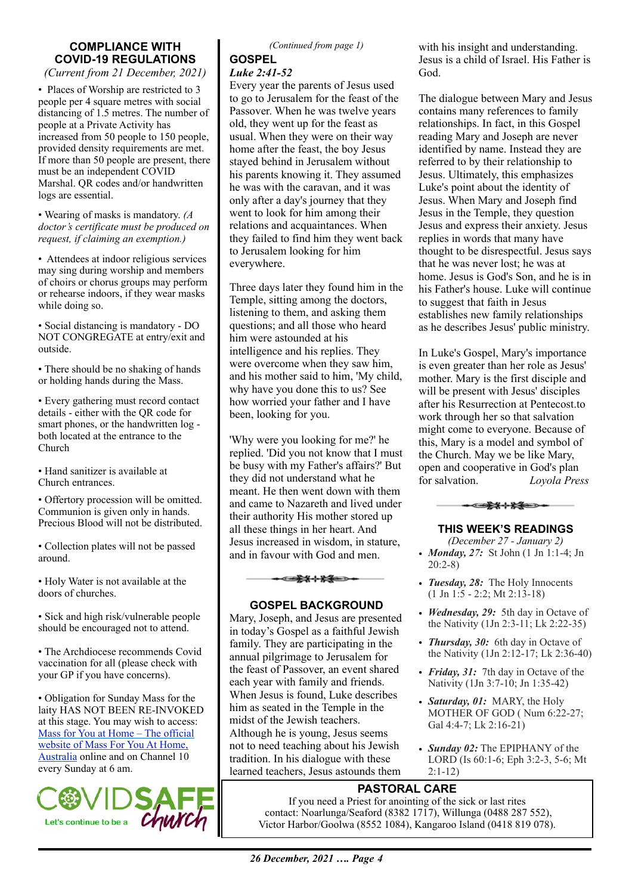## COMPLIANCE WITH COVID-19 REGULATIONS

*(Current from 21 December, 2021)*

• Places of Worship are restricted to 3 people per 4 square metres with social distancing of 1.5 metres. The number of people at a Private Activity has increased from 50 people to 150 people, provided density requirements are met. If more than 50 people are present, there must be an independent COVID Marshal. QR codes and/or handwritten logs are essential.

• Wearing of masks is mandatory. *(A doctor's certificate must be produced on request, if claiming an exemption.)*

• Attendees at indoor religious services may sing during worship and members of choirs or chorus groups may perform or rehearse indoors, if they wear masks while doing so.

• Social distancing is mandatory - DO NOT CONGREGATE at entry/exit and outside.

• There should be no shaking of hands or holding hands during the Mass.

• Every gathering must record contact details - either with the QR code for smart phones, or the handwritten log - both located at the entrance to the Church

• Hand sanitizer is available at Church entrances.

• Offertory procession will be omitted. Communion is given only in hands. Precious Blood will not be distributed.

• Collection plates will not be passed around.

• Holy Water is not available at the doors of churches.

• Sick and high risk/vulnerable people should be encouraged not to attend.

• The Archdiocese recommends Covid vaccination for all (please check with your GP if you have concerns).

• Obligation for Sunday Mass for the laity HAS NOT BEEN RE-INVOKED at this stage. You may wish to access: Mass for You at Home – The official website of Mass For You At Home, Australia online and on Channel 10 every Sunday at 6 am.

COVIDSAFE church
Let's continue to be a

*(Continued from page 1)*

## GOSPEL

***Luke 2:41-52***

Every year the parents of Jesus used to go to Jerusalem for the feast of the Passover. When he was twelve years old, they went up for the feast as usual. When they were on their way home after the feast, the boy Jesus stayed behind in Jerusalem without his parents knowing it. They assumed he was with the caravan, and it was only after a day's journey that they went to look for him among their relations and acquaintances. When they failed to find him they went back to Jerusalem looking for him everywhere.

Three days later they found him in the Temple, sitting among the doctors, listening to them, and asking them questions; and all those who heard him were astounded at his intelligence and his replies. They were overcome when they saw him, and his mother said to him, 'My child, why have you done this to us? See how worried your father and I have been, looking for you.

'Why were you looking for me?' he replied. 'Did you not know that I must be busy with my Father's affairs?' But they did not understand what he meant. He then went down with them and came to Nazareth and lived under their authority His mother stored up all these things in her heart. And Jesus increased in wisdom, in stature, and in favour with God and men.

## GOSPEL BACKGROUND

Mary, Joseph, and Jesus are presented in today's Gospel as a faithful Jewish family. They are participating in the annual pilgrimage to Jerusalem for the feast of Passover, an event shared each year with family and friends. When Jesus is found, Luke describes him as seated in the Temple in the midst of the Jewish teachers. Although he is young, Jesus seems not to need teaching about his Jewish tradition. In his dialogue with these learned teachers, Jesus astounds them with his insight and understanding. Jesus is a child of Israel. His Father is God.

The dialogue between Mary and Jesus contains many references to family relationships. In fact, in this Gospel reading Mary and Joseph are never identified by name. Instead they are referred to by their relationship to Jesus. Ultimately, this emphasizes Luke's point about the identity of Jesus. When Mary and Joseph find Jesus in the Temple, they question Jesus and express their anxiety. Jesus replies in words that many have thought to be disrespectful. Jesus says that he was never lost; he was at home. Jesus is God's Son, and he is in his Father's house. Luke will continue to suggest that faith in Jesus establishes new family relationships as he describes Jesus' public ministry.

In Luke's Gospel, Mary's importance is even greater than her role as Jesus' mother. Mary is the first disciple and will be present with Jesus' disciples after his Resurrection at Pentecost.to work through her so that salvation might come to everyone. Because of this, Mary is a model and symbol of the Church. May we be like Mary, open and cooperative in God's plan for salvation. *Loyola Press*

## THIS WEEK'S READINGS

*(December 27 - January 2)*

- ***Monday, 27:*** St John (1 Jn 1:1-4; Jn 20:2-8)
- ***Tuesday, 28:*** The Holy Innocents (1 Jn 1:5 - 2:2; Mt 2:13-18)
- ***Wednesday, 29:*** 5th day in Octave of the Nativity (1Jn 2:3-11; Lk 2:22-35)
- ***Thursday, 30:*** 6th day in Octave of the Nativity (1Jn 2:12-17; Lk 2:36-40)
- ***Friday, 31:*** 7th day in Octave of the Nativity (1Jn 3:7-10; Jn 1:35-42)
- ***Saturday, 01:*** MARY, the Holy MOTHER OF GOD ( Num 6:22-27; Gal 4:4-7; Lk 2:16-21)
- ***Sunday 02:*** The EPIPHANY of the LORD (Is 60:1-6; Eph 3:2-3, 5-6; Mt 2:1-12)

## PASTORAL CARE

If you need a Priest for anointing of the sick or last rites contact: Noarlunga/Seaford (8382 1717), Willunga (0488 287 552), Victor Harbor/Goolwa (8552 1084), Kangaroo Island (0418 819 078).